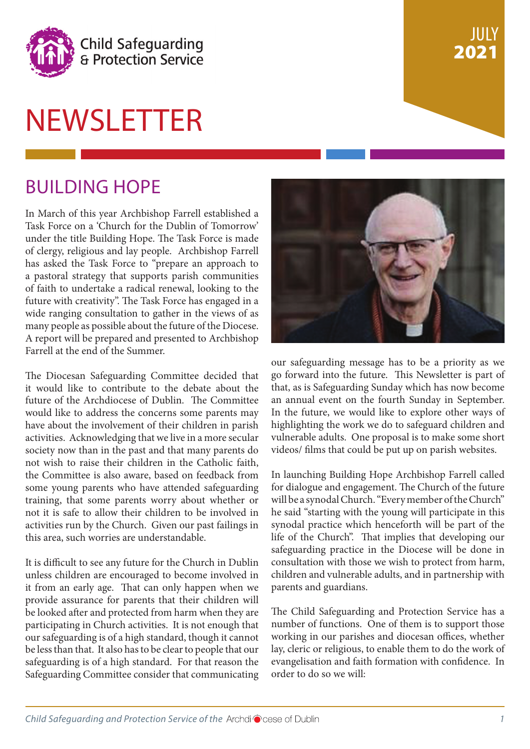Child Safeguarding & Protection Service

JULY 2021

# NEWSLETTER

## BUILDING HOPE

In March of this year Archbishop Farrell established a Task Force on a 'Church for the Dublin of Tomorrow' under the title Building Hope. The Task Force is made of clergy, religious and lay people. Archbishop Farrell has asked the Task Force to "prepare an approach to a pastoral strategy that supports parish communities of faith to undertake a radical renewal, looking to the future with creativity". The Task Force has engaged in a wide ranging consultation to gather in the views of as many people as possible about the future of the Diocese. A report will be prepared and presented to Archbishop Farrell at the end of the Summer.

The Diocesan Safeguarding Committee decided that it would like to contribute to the debate about the future of the Archdiocese of Dublin. The Committee would like to address the concerns some parents may have about the involvement of their children in parish activities. Acknowledging that we live in a more secular society now than in the past and that many parents do not wish to raise their children in the Catholic faith, the Committee is also aware, based on feedback from some young parents who have attended safeguarding training, that some parents worry about whether or not it is safe to allow their children to be involved in activities run by the Church. Given our past failings in this area, such worries are understandable.

It is difficult to see any future for the Church in Dublin unless children are encouraged to become involved in it from an early age. That can only happen when we provide assurance for parents that their children will be looked after and protected from harm when they are participating in Church activities. It is not enough that our safeguarding is of a high standard, though it cannot be less than that. It also has to be clear to people that our safeguarding is of a high standard. For that reason the Safeguarding Committee consider that communicating our safeguarding message has to be a priority as we go forward into the future. This Newsletter is part of that, as is Safeguarding Sunday which has now become an annual event on the fourth Sunday in September. In the future, we would like to explore other ways of highlighting the work we do to safeguard children and vulnerable adults. One proposal is to make some short videos/ films that could be put up on parish websites.

In launching Building Hope Archbishop Farrell called for dialogue and engagement. The Church of the future will be a synodal Church. "Every member of the Church" he said "starting with the young will participate in this synodal practice which henceforth will be part of the life of the Church". That implies that developing our safeguarding practice in the Diocese will be done in consultation with those we wish to protect from harm, children and vulnerable adults, and in partnership with parents and guardians.

The Child Safeguarding and Protection Service has a number of functions. One of them is to support those working in our parishes and diocesan offices, whether lay, cleric or religious, to enable them to do the work of evangelisation and faith formation with confidence. In order to do so we will: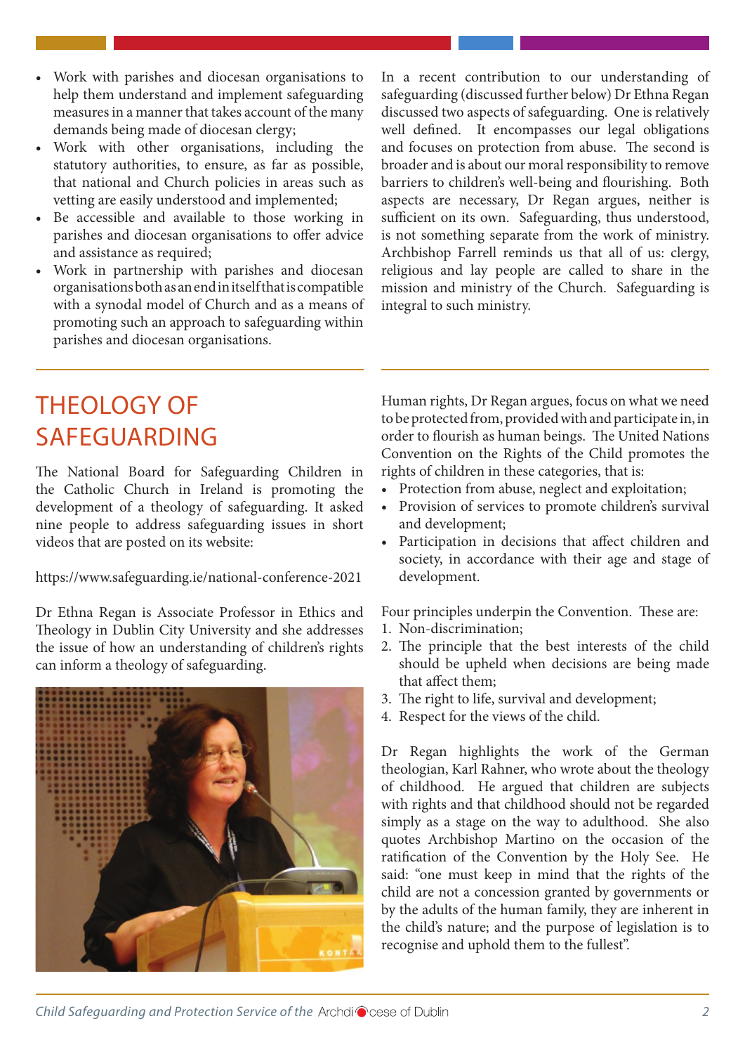- Work with parishes and diocesan organisations to help them understand and implement safeguarding measures in a manner that takes account of the many demands being made of diocesan clergy;
- Work with other organisations, including the statutory authorities, to ensure, as far as possible, that national and Church policies in areas such as vetting are easily understood and implemented;
- Be accessible and available to those working in parishes and diocesan organisations to offer advice and assistance as required;
- Work in partnership with parishes and diocesan organisations both as an end in itself that is compatible with a synodal model of Church and as a means of promoting such an approach to safeguarding within parishes and diocesan organisations.

In a recent contribution to our understanding of safeguarding (discussed further below) Dr Ethna Regan discussed two aspects of safeguarding. One is relatively well defined. It encompasses our legal obligations and focuses on protection from abuse. The second is broader and is about our moral responsibility to remove barriers to children's well-being and flourishing. Both aspects are necessary, Dr Regan argues, neither is sufficient on its own. Safeguarding, thus understood, is not something separate from the work of ministry. Archbishop Farrell reminds us that all of us: clergy, religious and lay people are called to share in the mission and ministry of the Church. Safeguarding is integral to such ministry.

# THEOLOGY OF SAFEGUARDING

The National Board for Safeguarding Children in the Catholic Church in Ireland is promoting the development of a theology of safeguarding. It asked nine people to address safeguarding issues in short videos that are posted on its website:

https://www.safeguarding.ie/national-conference-2021

Dr Ethna Regan is Associate Professor in Ethics and Theology in Dublin City University and she addresses the issue of how an understanding of children's rights can inform a theology of safeguarding.

Human rights, Dr Regan argues, focus on what we need to be protected from, provided with and participate in, in order to flourish as human beings. The United Nations Convention on the Rights of the Child promotes the rights of children in these categories, that is:

- Protection from abuse, neglect and exploitation;
- Provision of services to promote children's survival and development;
- Participation in decisions that affect children and society, in accordance with their age and stage of development.

Four principles underpin the Convention. These are:

1. Non-discrimination;
2. The principle that the best interests of the child should be upheld when decisions are being made that affect them;
3. The right to life, survival and development;
4. Respect for the views of the child.

Dr Regan highlights the work of the German theologian, Karl Rahner, who wrote about the theology of childhood. He argued that children are subjects with rights and that childhood should not be regarded simply as a stage on the way to adulthood. She also quotes Archbishop Martino on the occasion of the ratification of the Convention by the Holy See. He said: "one must keep in mind that the rights of the child are not a concession granted by governments or by the adults of the human family, they are inherent in the child's nature; and the purpose of legislation is to recognise and uphold them to the fullest".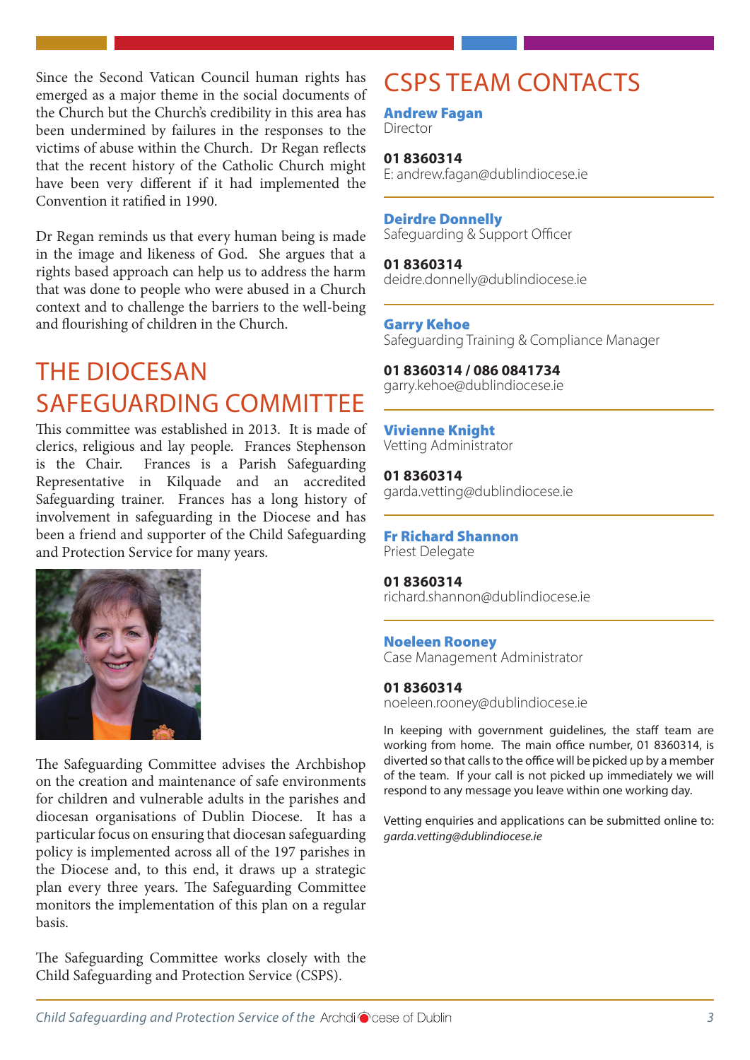Since the Second Vatican Council human rights has emerged as a major theme in the social documents of the Church but the Church's credibility in this area has been undermined by failures in the responses to the victims of abuse within the Church. Dr Regan reflects that the recent history of the Catholic Church might have been very different if it had implemented the Convention it ratified in 1990.

Dr Regan reminds us that every human being is made in the image and likeness of God. She argues that a rights based approach can help us to address the harm that was done to people who were abused in a Church context and to challenge the barriers to the well-being and flourishing of children in the Church.

## THE DIOCESAN SAFEGUARDING COMMITTEE

This committee was established in 2013. It is made of clerics, religious and lay people. Frances Stephenson is the Chair. Frances is a Parish Safeguarding Representative in Kilquade and an accredited Safeguarding trainer. Frances has a long history of involvement in safeguarding in the Diocese and has been a friend and supporter of the Child Safeguarding and Protection Service for many years.

The Safeguarding Committee advises the Archbishop on the creation and maintenance of safe environments for children and vulnerable adults in the parishes and diocesan organisations of Dublin Diocese. It has a particular focus on ensuring that diocesan safeguarding policy is implemented across all of the 197 parishes in the Diocese and, to this end, it draws up a strategic plan every three years. The Safeguarding Committee monitors the implementation of this plan on a regular basis.

The Safeguarding Committee works closely with the Child Safeguarding and Protection Service (CSPS).

## CSPS TEAM CONTACTS

**Andrew Fagan**
Director

**01 8360314**
E: andrew.fagan@dublindiocese.ie

**Deirdre Donnelly**
Safeguarding & Support Officer

**01 8360314**
deidre.donnelly@dublindiocese.ie

**Garry Kehoe**
Safeguarding Training & Compliance Manager

**01 8360314 / 086 0841734**
garry.kehoe@dublindiocese.ie

**Vivienne Knight**
Vetting Administrator

**01 8360314**
garda.vetting@dublindiocese.ie

**Fr Richard Shannon**
Priest Delegate

**01 8360314**
richard.shannon@dublindiocese.ie

**Noeleen Rooney**
Case Management Administrator

**01 8360314**
noeleen.rooney@dublindiocese.ie

In keeping with government guidelines, the staff team are working from home. The main office number, 01 8360314, is diverted so that calls to the office will be picked up by a member of the team. If your call is not picked up immediately we will respond to any message you leave within one working day.

Vetting enquiries and applications can be submitted online to: *garda.vetting@dublindiocese.ie*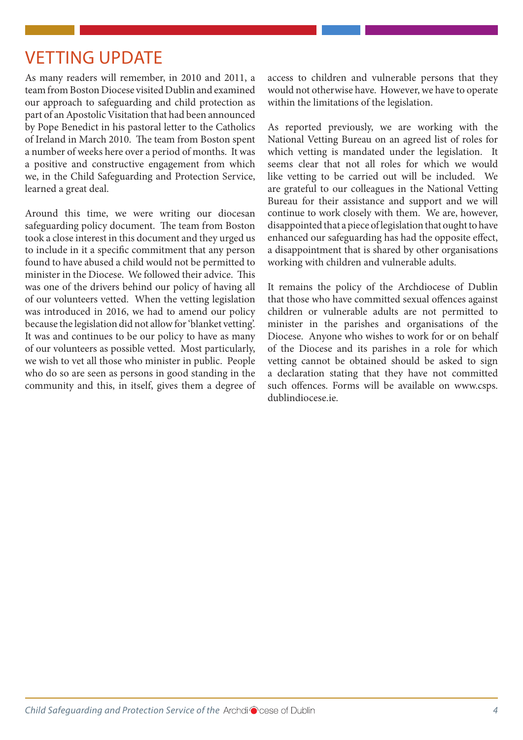# VETTING UPDATE

As many readers will remember, in 2010 and 2011, a team from Boston Diocese visited Dublin and examined our approach to safeguarding and child protection as part of an Apostolic Visitation that had been announced by Pope Benedict in his pastoral letter to the Catholics of Ireland in March 2010. The team from Boston spent a number of weeks here over a period of months. It was a positive and constructive engagement from which we, in the Child Safeguarding and Protection Service, learned a great deal.

Around this time, we were writing our diocesan safeguarding policy document. The team from Boston took a close interest in this document and they urged us to include in it a specific commitment that any person found to have abused a child would not be permitted to minister in the Diocese. We followed their advice. This was one of the drivers behind our policy of having all of our volunteers vetted. When the vetting legislation was introduced in 2016, we had to amend our policy because the legislation did not allow for 'blanket vetting'. It was and continues to be our policy to have as many of our volunteers as possible vetted. Most particularly, we wish to vet all those who minister in public. People who do so are seen as persons in good standing in the community and this, in itself, gives them a degree of access to children and vulnerable persons that they would not otherwise have. However, we have to operate within the limitations of the legislation.

As reported previously, we are working with the National Vetting Bureau on an agreed list of roles for which vetting is mandated under the legislation. It seems clear that not all roles for which we would like vetting to be carried out will be included. We are grateful to our colleagues in the National Vetting Bureau for their assistance and support and we will continue to work closely with them. We are, however, disappointed that a piece of legislation that ought to have enhanced our safeguarding has had the opposite effect, a disappointment that is shared by other organisations working with children and vulnerable adults.

It remains the policy of the Archdiocese of Dublin that those who have committed sexual offences against children or vulnerable adults are not permitted to minister in the parishes and organisations of the Diocese. Anyone who wishes to work for or on behalf of the Diocese and its parishes in a role for which vetting cannot be obtained should be asked to sign a declaration stating that they have not committed such offences. Forms will be available on www.csps.dublindiocese.ie.